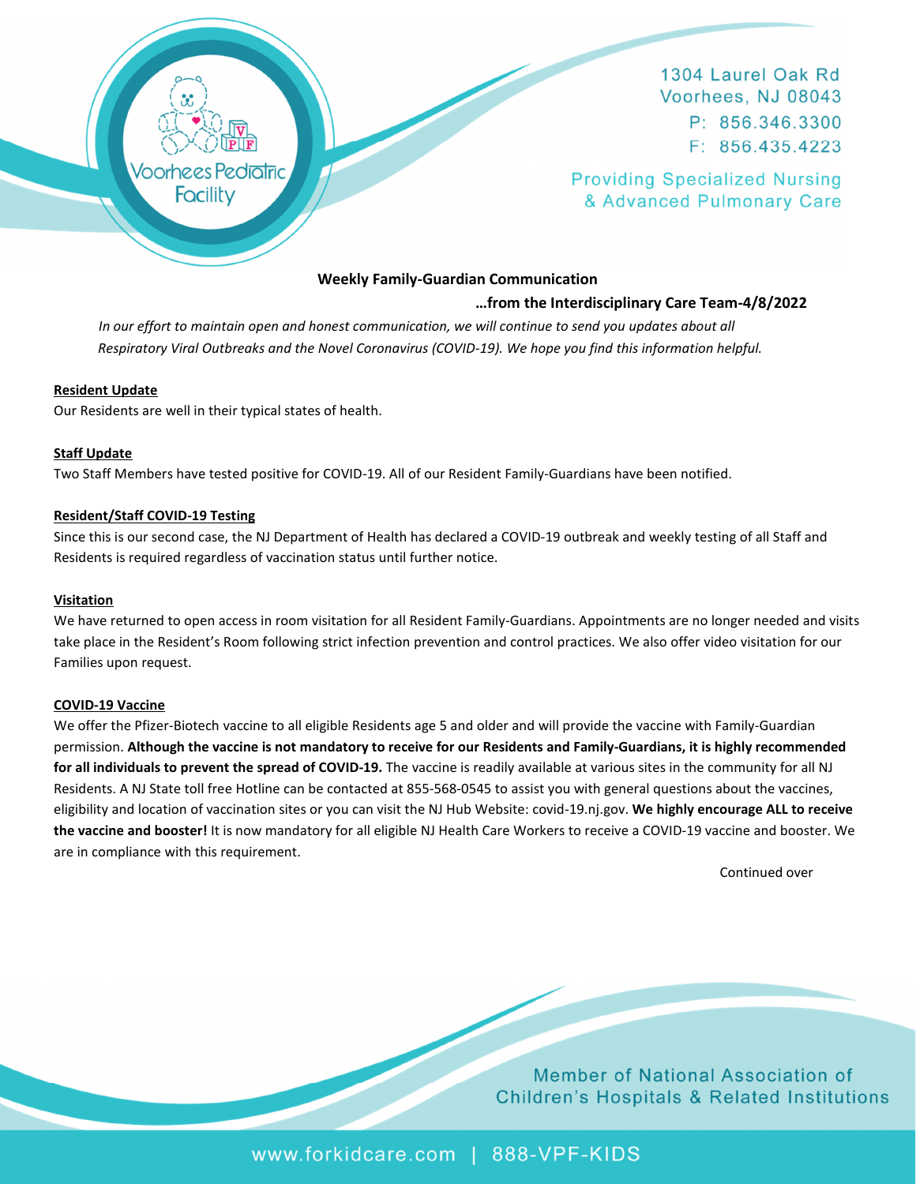Voorhees Pediatric Facility

1304 Laurel Oak Rd
Voorhees, NJ 08043
P: 856.346.3300
F: 856.435.4223

Providing Specialized Nursing & Advanced Pulmonary Care

**Weekly Family-Guardian Communication**

**…from the Interdisciplinary Care Team-4/8/2022**

*In our effort to maintain open and honest communication, we will continue to send you updates about all Respiratory Viral Outbreaks and the Novel Coronavirus (COVID-19). We hope you find this information helpful.*

**Resident Update**

Our Residents are well in their typical states of health.

**Staff Update**

Two Staff Members have tested positive for COVID-19. All of our Resident Family-Guardians have been notified.

**Resident/Staff COVID-19 Testing**

Since this is our second case, the NJ Department of Health has declared a COVID-19 outbreak and weekly testing of all Staff and Residents is required regardless of vaccination status until further notice.

**Visitation**

We have returned to open access in room visitation for all Resident Family-Guardians. Appointments are no longer needed and visits take place in the Resident's Room following strict infection prevention and control practices. We also offer video visitation for our Families upon request.

**COVID-19 Vaccine**

We offer the Pfizer-Biotech vaccine to all eligible Residents age 5 and older and will provide the vaccine with Family-Guardian permission. **Although the vaccine is not mandatory to receive for our Residents and Family-Guardians, it is highly recommended for all individuals to prevent the spread of COVID-19.** The vaccine is readily available at various sites in the community for all NJ Residents. A NJ State toll free Hotline can be contacted at 855-568-0545 to assist you with general questions about the vaccines, eligibility and location of vaccination sites or you can visit the NJ Hub Website: covid-19.nj.gov. **We highly encourage ALL to receive the vaccine and booster!** It is now mandatory for all eligible NJ Health Care Workers to receive a COVID-19 vaccine and booster. We are in compliance with this requirement.

Continued over

Member of National Association of Children's Hospitals & Related Institutions

www.forkidcare.com | 888-VPF-KIDS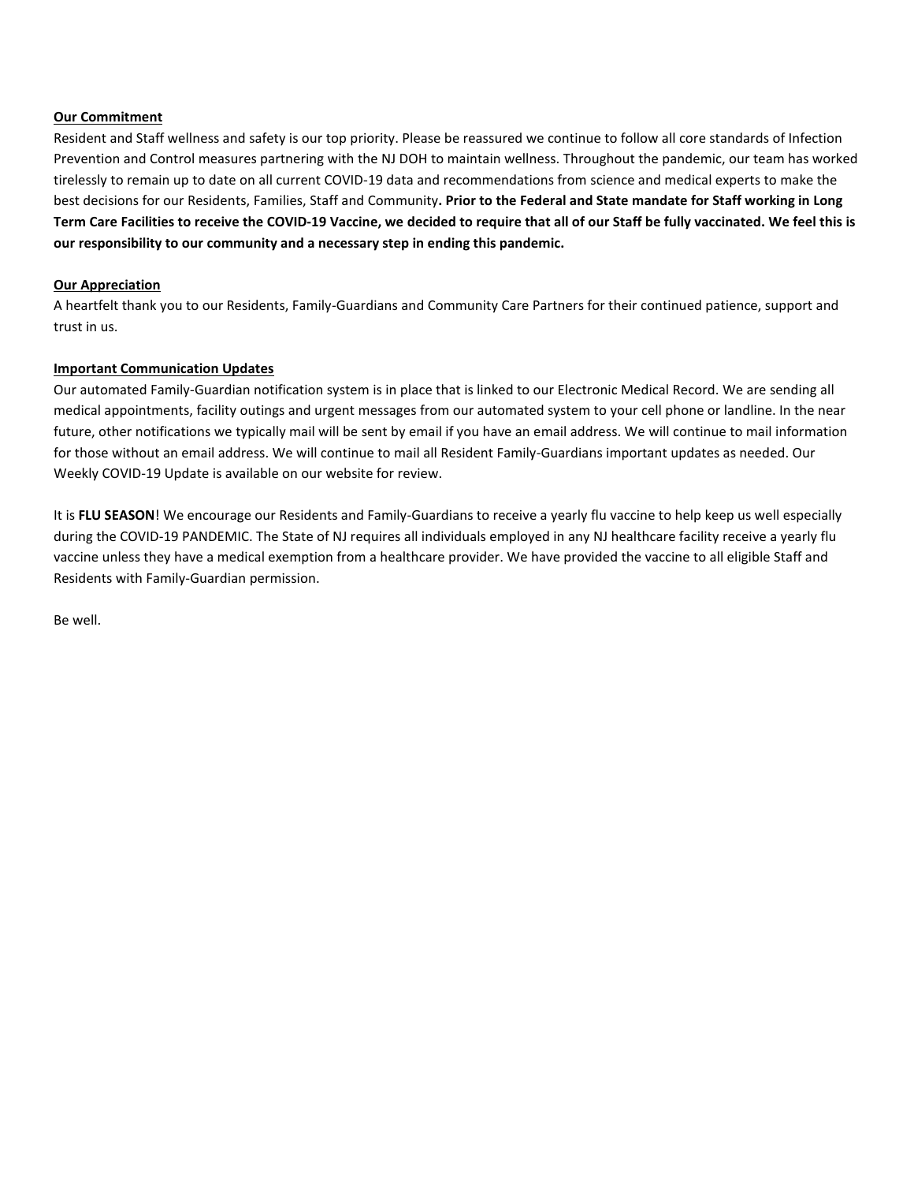**Our Commitment**

Resident and Staff wellness and safety is our top priority. Please be reassured we continue to follow all core standards of Infection Prevention and Control measures partnering with the NJ DOH to maintain wellness. Throughout the pandemic, our team has worked tirelessly to remain up to date on all current COVID-19 data and recommendations from science and medical experts to make the best decisions for our Residents, Families, Staff and Community**. Prior to the Federal and State mandate for Staff working in Long Term Care Facilities to receive the COVID-19 Vaccine, we decided to require that all of our Staff be fully vaccinated. We feel this is our responsibility to our community and a necessary step in ending this pandemic.**

**Our Appreciation**

A heartfelt thank you to our Residents, Family-Guardians and Community Care Partners for their continued patience, support and trust in us.

**Important Communication Updates**

Our automated Family-Guardian notification system is in place that is linked to our Electronic Medical Record. We are sending all medical appointments, facility outings and urgent messages from our automated system to your cell phone or landline. In the near future, other notifications we typically mail will be sent by email if you have an email address. We will continue to mail information for those without an email address. We will continue to mail all Resident Family-Guardians important updates as needed. Our Weekly COVID-19 Update is available on our website for review.

It is **FLU SEASON**! We encourage our Residents and Family-Guardians to receive a yearly flu vaccine to help keep us well especially during the COVID-19 PANDEMIC. The State of NJ requires all individuals employed in any NJ healthcare facility receive a yearly flu vaccine unless they have a medical exemption from a healthcare provider. We have provided the vaccine to all eligible Staff and Residents with Family-Guardian permission.

Be well.